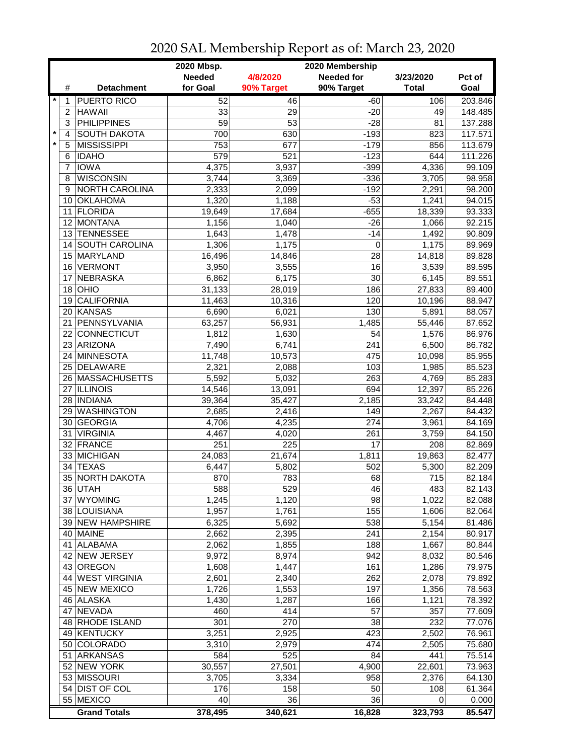# 2020 SAL Membership Report as of: March 23, 2020

| | # | Detachment | 2020 Mbsp. Needed for Goal | 4/8/2020 90% Target | 2020 Membership Needed for 90% Target | 3/23/2020 Total | Pct of Goal |
|---|---|---|---|---|---|---|---|
| * | 1 | PUERTO RICO | 52 | 46 | -60 | 106 | 203.846 |
| | 2 | HAWAII | 33 | 29 | -20 | 49 | 148.485 |
| | 3 | PHILIPPINES | 59 | 53 | -28 | 81 | 137.288 |
| * | 4 | SOUTH DAKOTA | 700 | 630 | -193 | 823 | 117.571 |
| * | 5 | MISSISSIPPI | 753 | 677 | -179 | 856 | 113.679 |
| | 6 | IDAHO | 579 | 521 | -123 | 644 | 111.226 |
| | 7 | IOWA | 4,375 | 3,937 | -399 | 4,336 | 99.109 |
| | 8 | WISCONSIN | 3,744 | 3,369 | -336 | 3,705 | 98.958 |
| | 9 | NORTH CAROLINA | 2,333 | 2,099 | -192 | 2,291 | 98.200 |
| | 10 | OKLAHOMA | 1,320 | 1,188 | -53 | 1,241 | 94.015 |
| | 11 | FLORIDA | 19,649 | 17,684 | -655 | 18,339 | 93.333 |
| | 12 | MONTANA | 1,156 | 1,040 | -26 | 1,066 | 92.215 |
| | 13 | TENNESSEE | 1,643 | 1,478 | -14 | 1,492 | 90.809 |
| | 14 | SOUTH CAROLINA | 1,306 | 1,175 | 0 | 1,175 | 89.969 |
| | 15 | MARYLAND | 16,496 | 14,846 | 28 | 14,818 | 89.828 |
| | 16 | VERMONT | 3,950 | 3,555 | 16 | 3,539 | 89.595 |
| | 17 | NEBRASKA | 6,862 | 6,175 | 30 | 6,145 | 89.551 |
| | 18 | OHIO | 31,133 | 28,019 | 186 | 27,833 | 89.400 |
| | 19 | CALIFORNIA | 11,463 | 10,316 | 120 | 10,196 | 88.947 |
| | 20 | KANSAS | 6,690 | 6,021 | 130 | 5,891 | 88.057 |
| | 21 | PENNSYLVANIA | 63,257 | 56,931 | 1,485 | 55,446 | 87.652 |
| | 22 | CONNECTICUT | 1,812 | 1,630 | 54 | 1,576 | 86.976 |
| | 23 | ARIZONA | 7,490 | 6,741 | 241 | 6,500 | 86.782 |
| | 24 | MINNESOTA | 11,748 | 10,573 | 475 | 10,098 | 85.955 |
| | 25 | DELAWARE | 2,321 | 2,088 | 103 | 1,985 | 85.523 |
| | 26 | MASSACHUSETTS | 5,592 | 5,032 | 263 | 4,769 | 85.283 |
| | 27 | ILLINOIS | 14,546 | 13,091 | 694 | 12,397 | 85.226 |
| | 28 | INDIANA | 39,364 | 35,427 | 2,185 | 33,242 | 84.448 |
| | 29 | WASHINGTON | 2,685 | 2,416 | 149 | 2,267 | 84.432 |
| | 30 | GEORGIA | 4,706 | 4,235 | 274 | 3,961 | 84.169 |
| | 31 | VIRGINIA | 4,467 | 4,020 | 261 | 3,759 | 84.150 |
| | 32 | FRANCE | 251 | 225 | 17 | 208 | 82.869 |
| | 33 | MICHIGAN | 24,083 | 21,674 | 1,811 | 19,863 | 82.477 |
| | 34 | TEXAS | 6,447 | 5,802 | 502 | 5,300 | 82.209 |
| | 35 | NORTH DAKOTA | 870 | 783 | 68 | 715 | 82.184 |
| | 36 | UTAH | 588 | 529 | 46 | 483 | 82.143 |
| | 37 | WYOMING | 1,245 | 1,120 | 98 | 1,022 | 82.088 |
| | 38 | LOUISIANA | 1,957 | 1,761 | 155 | 1,606 | 82.064 |
| | 39 | NEW HAMPSHIRE | 6,325 | 5,692 | 538 | 5,154 | 81.486 |
| | 40 | MAINE | 2,662 | 2,395 | 241 | 2,154 | 80.917 |
| | 41 | ALABAMA | 2,062 | 1,855 | 188 | 1,667 | 80.844 |
| | 42 | NEW JERSEY | 9,972 | 8,974 | 942 | 8,032 | 80.546 |
| | 43 | OREGON | 1,608 | 1,447 | 161 | 1,286 | 79.975 |
| | 44 | WEST VIRGINIA | 2,601 | 2,340 | 262 | 2,078 | 79.892 |
| | 45 | NEW MEXICO | 1,726 | 1,553 | 197 | 1,356 | 78.563 |
| | 46 | ALASKA | 1,430 | 1,287 | 166 | 1,121 | 78.392 |
| | 47 | NEVADA | 460 | 414 | 57 | 357 | 77.609 |
| | 48 | RHODE ISLAND | 301 | 270 | 38 | 232 | 77.076 |
| | 49 | KENTUCKY | 3,251 | 2,925 | 423 | 2,502 | 76.961 |
| | 50 | COLORADO | 3,310 | 2,979 | 474 | 2,505 | 75.680 |
| | 51 | ARKANSAS | 584 | 525 | 84 | 441 | 75.514 |
| | 52 | NEW YORK | 30,557 | 27,501 | 4,900 | 22,601 | 73.963 |
| | 53 | MISSOURI | 3,705 | 3,334 | 958 | 2,376 | 64.130 |
| | 54 | DIST OF COL | 176 | 158 | 50 | 108 | 61.364 |
| | 55 | MEXICO | 40 | 36 | 36 | 0 | 0.000 |
| | | **Grand Totals** | **378,495** | **340,621** | **16,828** | **323,793** | **85.547** |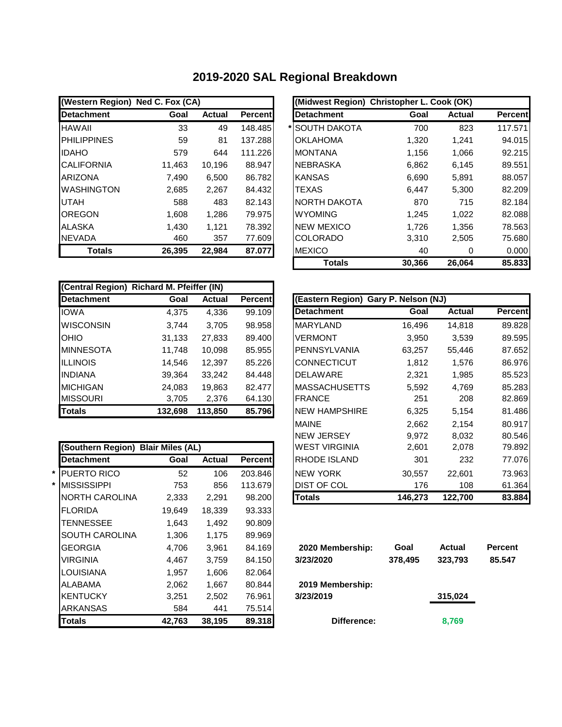# 2019-2020 SAL Regional Breakdown

| (Western Region) Ned C. Fox (CA) | | | |
|---|---|---|---|
| **Detachment** | **Goal** | **Actual** | **Percent** |
| HAWAII | 33 | 49 | 148.485 |
| PHILIPPINES | 59 | 81 | 137.288 |
| IDAHO | 579 | 644 | 111.226 |
| CALIFORNIA | 11,463 | 10,196 | 88.947 |
| ARIZONA | 7,490 | 6,500 | 86.782 |
| WASHINGTON | 2,685 | 2,267 | 84.432 |
| UTAH | 588 | 483 | 82.143 |
| OREGON | 1,608 | 1,286 | 79.975 |
| ALASKA | 1,430 | 1,121 | 78.392 |
| NEVADA | 460 | 357 | 77.609 |
| **Totals** | **26,395** | **22,984** | **87.077** |

| (Midwest Region) Christopher L. Cook (OK) | | | |
|---|---|---|---|
| **Detachment** | **Goal** | **Actual** | **Percent** |
| * SOUTH DAKOTA | 700 | 823 | 117.571 |
| OKLAHOMA | 1,320 | 1,241 | 94.015 |
| MONTANA | 1,156 | 1,066 | 92.215 |
| NEBRASKA | 6,862 | 6,145 | 89.551 |
| KANSAS | 6,690 | 5,891 | 88.057 |
| TEXAS | 6,447 | 5,300 | 82.209 |
| NORTH DAKOTA | 870 | 715 | 82.184 |
| WYOMING | 1,245 | 1,022 | 82.088 |
| NEW MEXICO | 1,726 | 1,356 | 78.563 |
| COLORADO | 3,310 | 2,505 | 75.680 |
| MEXICO | 40 | 0 | 0.000 |
| **Totals** | **30,366** | **26,064** | **85.833** |

| (Central Region) Richard M. Pfeiffer (IN) | | | |
|---|---|---|---|
| **Detachment** | **Goal** | **Actual** | **Percent** |
| IOWA | 4,375 | 4,336 | 99.109 |
| WISCONSIN | 3,744 | 3,705 | 98.958 |
| OHIO | 31,133 | 27,833 | 89.400 |
| MINNESOTA | 11,748 | 10,098 | 85.955 |
| ILLINOIS | 14,546 | 12,397 | 85.226 |
| INDIANA | 39,364 | 33,242 | 84.448 |
| MICHIGAN | 24,083 | 19,863 | 82.477 |
| MISSOURI | 3,705 | 2,376 | 64.130 |
| **Totals** | **132,698** | **113,850** | **85.796** |

| (Eastern Region) Gary P. Nelson (NJ) | | | |
|---|---|---|---|
| **Detachment** | **Goal** | **Actual** | **Percent** |
| MARYLAND | 16,496 | 14,818 | 89.828 |
| VERMONT | 3,950 | 3,539 | 89.595 |
| PENNSYLVANIA | 63,257 | 55,446 | 87.652 |
| CONNECTICUT | 1,812 | 1,576 | 86.976 |
| DELAWARE | 2,321 | 1,985 | 85.523 |
| MASSACHUSETTS | 5,592 | 4,769 | 85.283 |
| FRANCE | 251 | 208 | 82.869 |
| NEW HAMPSHIRE | 6,325 | 5,154 | 81.486 |
| MAINE | 2,662 | 2,154 | 80.917 |
| NEW JERSEY | 9,972 | 8,032 | 80.546 |
| WEST VIRGINIA | 2,601 | 2,078 | 79.892 |
| RHODE ISLAND | 301 | 232 | 77.076 |
| NEW YORK | 30,557 | 22,601 | 73.963 |
| DIST OF COL | 176 | 108 | 61.364 |
| **Totals** | **146,273** | **122,700** | **83.884** |

| (Southern Region) Blair Miles (AL) | | | |
|---|---|---|---|
| **Detachment** | **Goal** | **Actual** | **Percent** |
| * PUERTO RICO | 52 | 106 | 203.846 |
| * MISSISSIPPI | 753 | 856 | 113.679 |
| NORTH CAROLINA | 2,333 | 2,291 | 98.200 |
| FLORIDA | 19,649 | 18,339 | 93.333 |
| TENNESSEE | 1,643 | 1,492 | 90.809 |
| SOUTH CAROLINA | 1,306 | 1,175 | 89.969 |
| GEORGIA | 4,706 | 3,961 | 84.169 |
| VIRGINIA | 4,467 | 3,759 | 84.150 |
| LOUISIANA | 1,957 | 1,606 | 82.064 |
| ALABAMA | 2,062 | 1,667 | 80.844 |
| KENTUCKY | 3,251 | 2,502 | 76.961 |
| ARKANSAS | 584 | 441 | 75.514 |
| **Totals** | **42,763** | **38,195** | **89.318** |

| **2020 Membership:** | **Goal** | **Actual** | **Percent** |
|---|---|---|---|
| **3/23/2020** | **378,495** | **323,793** | **85.547** |
| **2019 Membership:** | | | |
| **3/23/2019** | | **315,024** | |
| **Difference:** | | **8,769** | |